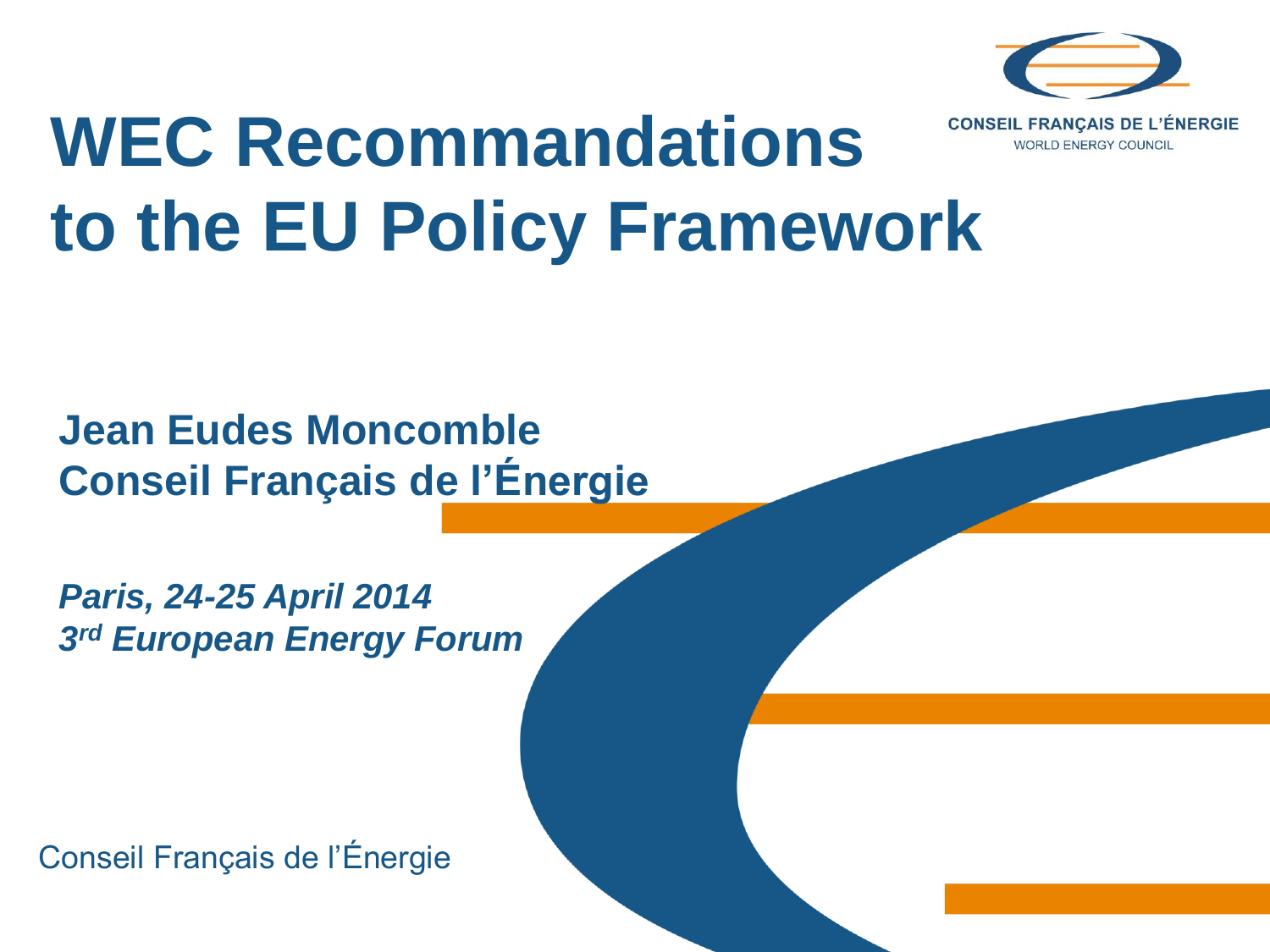CONSEIL FRANÇAIS DE L'ÉNERGIE
WORLD ENERGY COUNCIL

# WEC Recommandations to the EU Policy Framework

**Jean Eudes Moncomble**
**Conseil Français de l'Énergie**

***Paris, 24-25 April 2014***
***3rd European Energy Forum***

Conseil Français de l'Énergie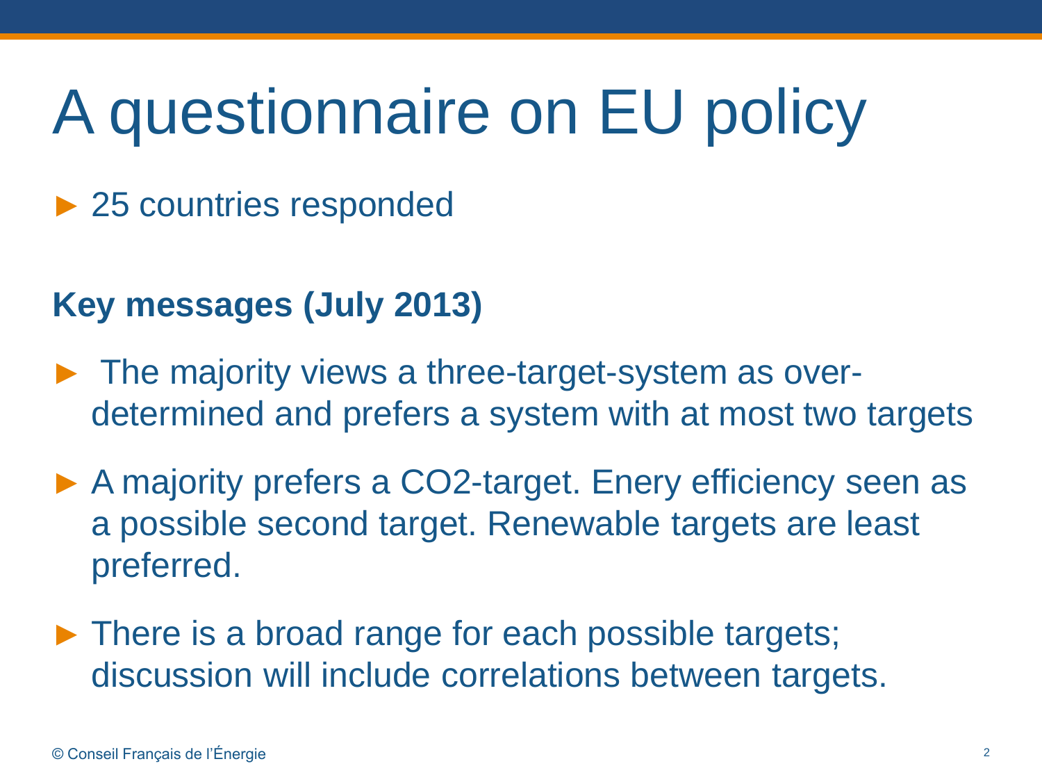# A questionnaire on EU policy

- 25 countries responded

**Key messages (July 2013)**

- The majority views a three-target-system as over-determined and prefers a system with at most two targets
- A majority prefers a $CO_2$-target. Enery efficiency seen as a possible second target. Renewable targets are least preferred.
- There is a broad range for each possible targets; discussion will include correlations between targets.

© Conseil Français de l'Énergie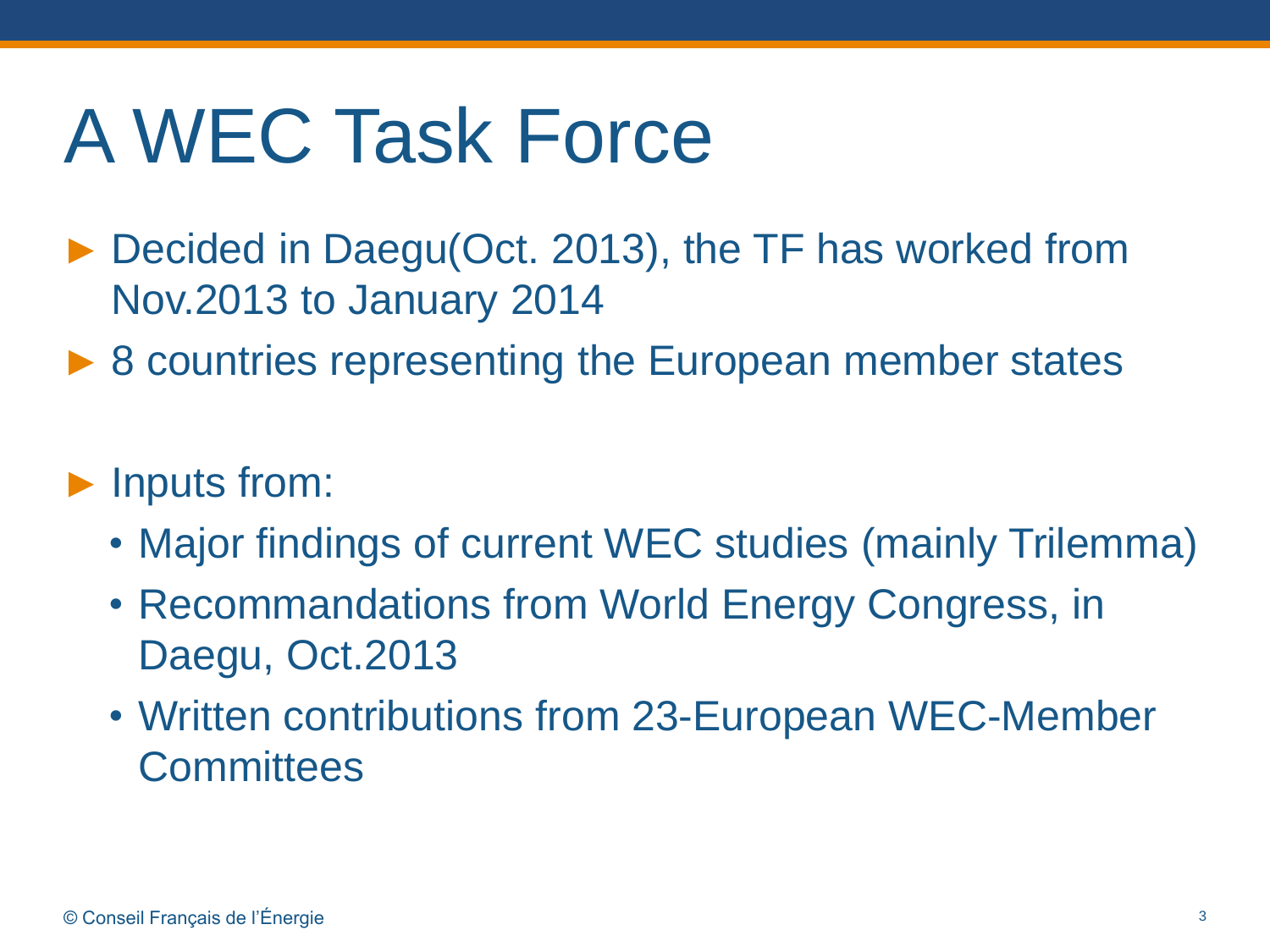# A WEC Task Force

- Decided in Daegu(Oct. 2013), the TF has worked from Nov.2013 to January 2014
- 8 countries representing the European member states
- Inputs from:
  - Major findings of current WEC studies (mainly Trilemma)
  - Recommandations from World Energy Congress, in Daegu, Oct.2013
  - Written contributions from 23-European WEC-Member Committees

© Conseil Français de l'Énergie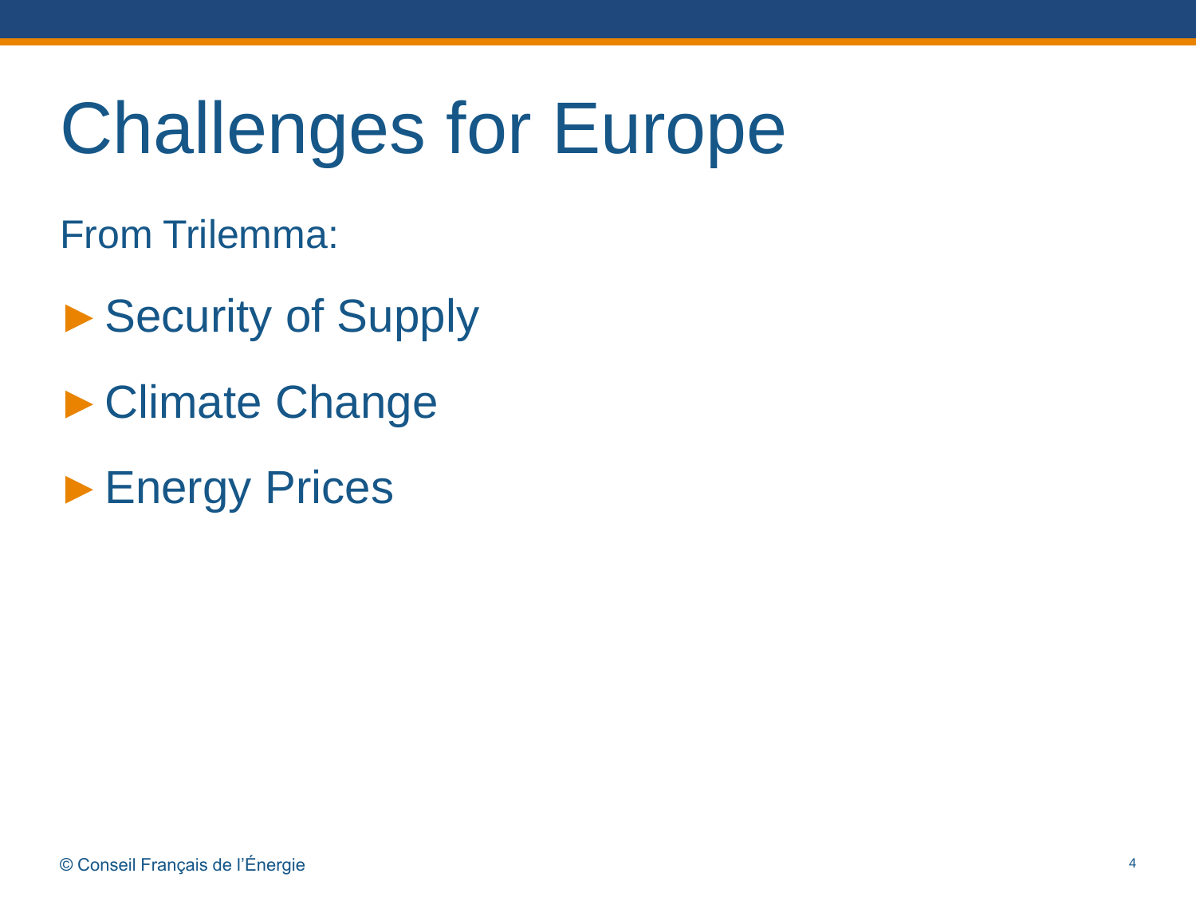# Challenges for Europe

From Trilemma:

- Security of Supply
- Climate Change
- Energy Prices

© Conseil Français de l'Énergie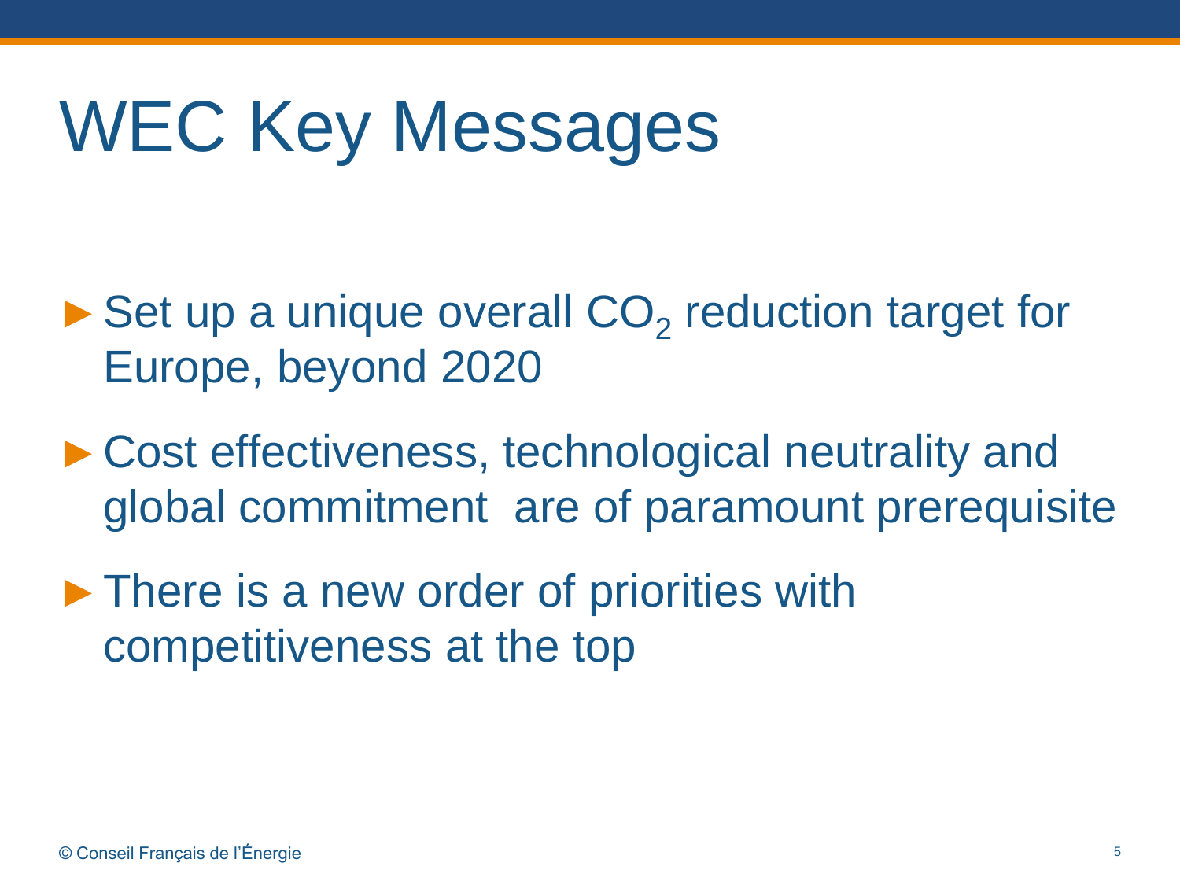# WEC Key Messages

- Set up a unique overall $CO_2$ reduction target for Europe, beyond 2020
- Cost effectiveness, technological neutrality and global commitment  are of paramount prerequisite
- There is a new order of priorities with competitiveness at the top

© Conseil Français de l'Énergie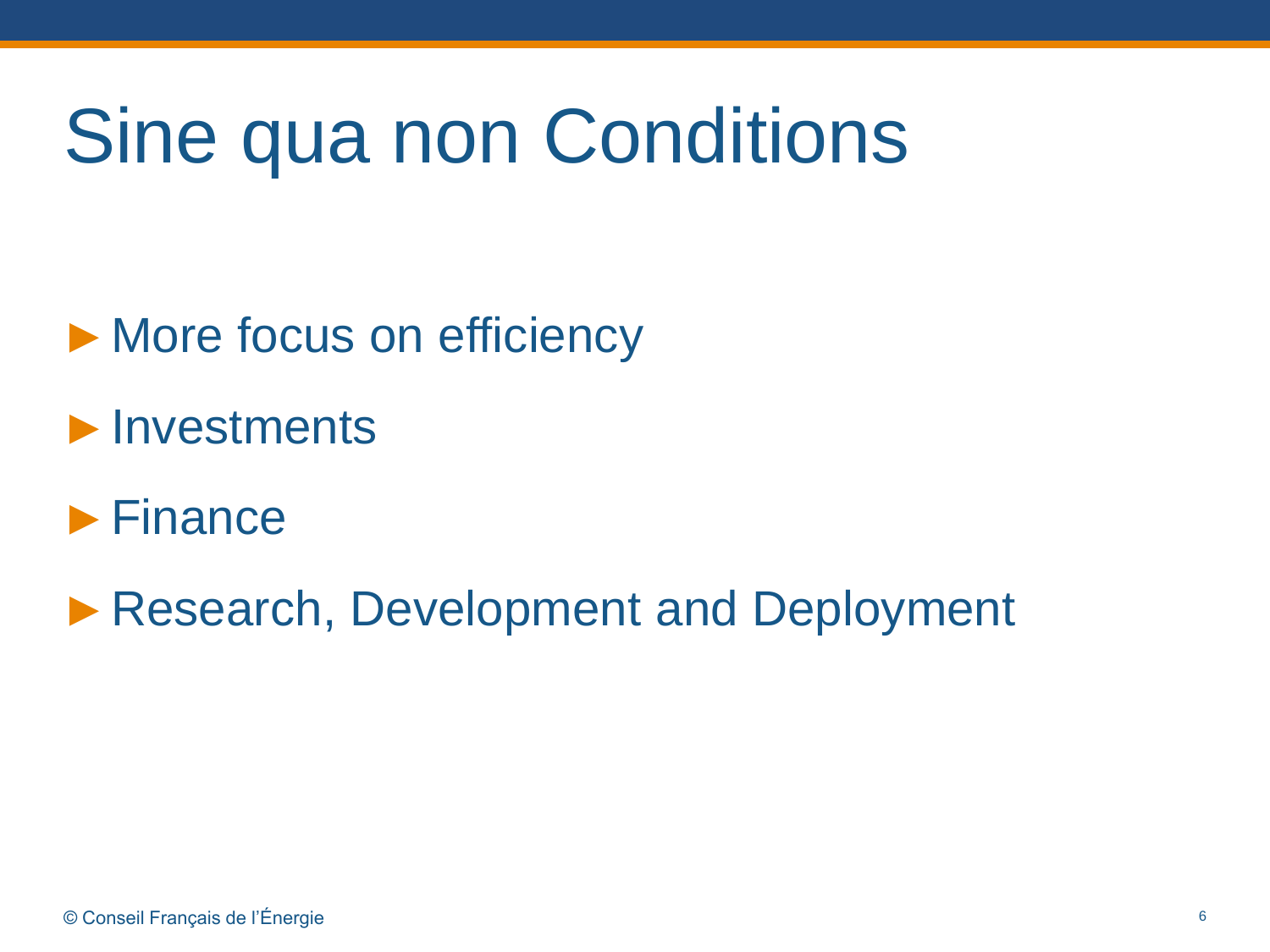# Sine qua non Conditions

- More focus on efficiency
- Investments
- Finance
- Research, Development and Deployment